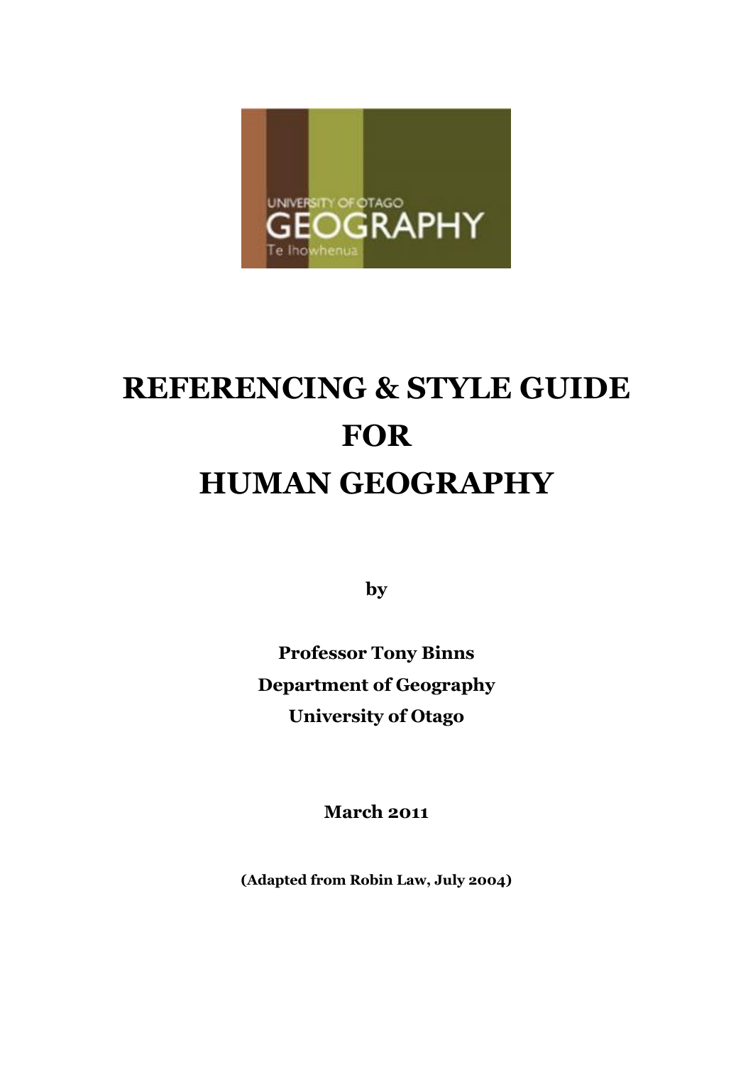UNIVERSITY OF OTAGO
GEOGRAPHY
Te Ihowhenua

# REFERENCING & STYLE GUIDE FOR HUMAN GEOGRAPHY

**by**

**Professor Tony Binns**
**Department of Geography**
**University of Otago**

**March 2011**

**(Adapted from Robin Law, July 2004)**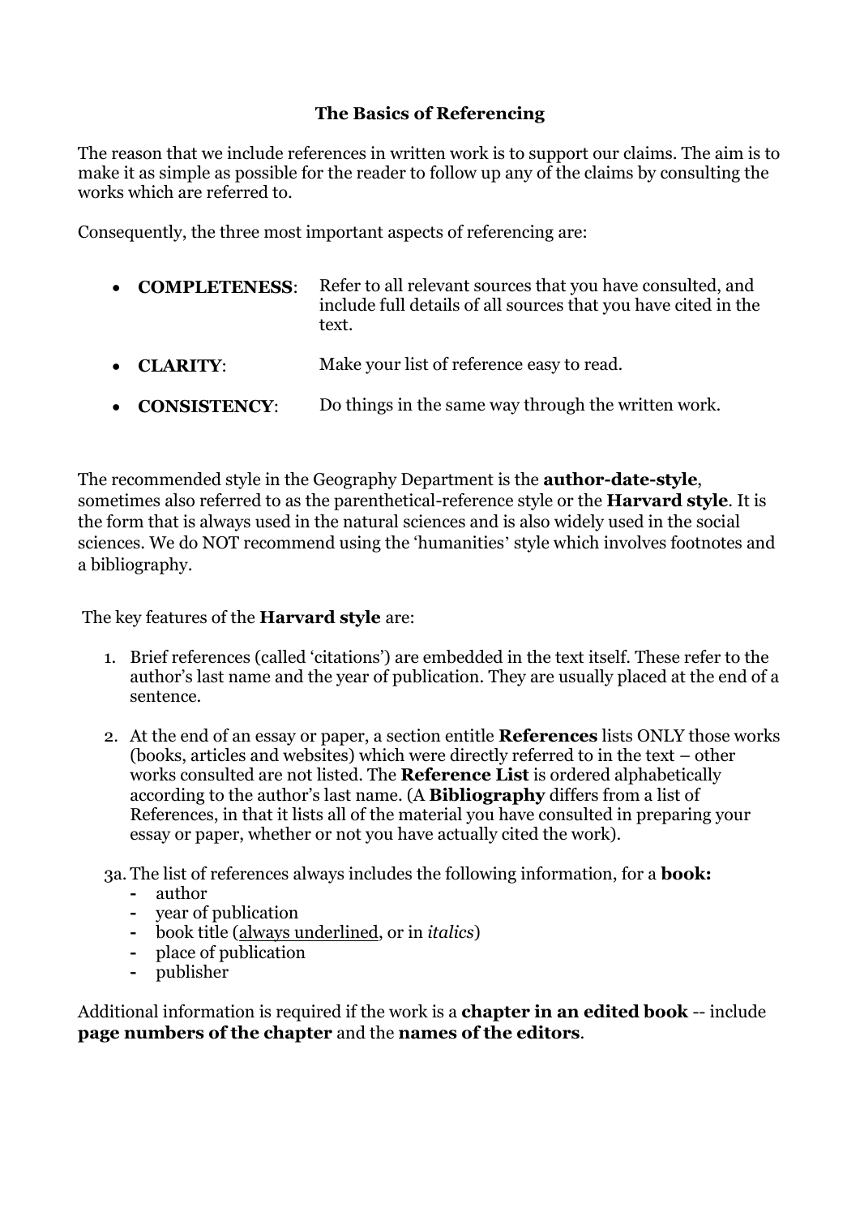## The Basics of Referencing

The reason that we include references in written work is to support our claims. The aim is to make it as simple as possible for the reader to follow up any of the claims by consulting the works which are referred to.

Consequently, the three most important aspects of referencing are:

- **COMPLETENESS**: Refer to all relevant sources that you have consulted, and include full details of all sources that you have cited in the text.
- **CLARITY**: Make your list of reference easy to read.
- **CONSISTENCY**: Do things in the same way through the written work.

The recommended style in the Geography Department is the **author-date-style**, sometimes also referred to as the parenthetical-reference style or the **Harvard style**. It is the form that is always used in the natural sciences and is also widely used in the social sciences. We do NOT recommend using the 'humanities' style which involves footnotes and a bibliography.

The key features of the **Harvard style** are:

1. Brief references (called 'citations') are embedded in the text itself. These refer to the author's last name and the year of publication. They are usually placed at the end of a sentence.
2. At the end of an essay or paper, a section entitle **References** lists ONLY those works (books, articles and websites) which were directly referred to in the text – other works consulted are not listed. The **Reference List** is ordered alphabetically according to the author's last name. (A **Bibliography** differs from a list of References, in that it lists all of the material you have consulted in preparing your essay or paper, whether or not you have actually cited the work).

3a. The list of references always includes the following information, for a **book:**
- author
- year of publication
- book title (<u>always underlined</u>, or in *italics*)
- place of publication
- publisher

Additional information is required if the work is a **chapter in an edited book** -- include **page numbers of the chapter** and the **names of the editors**.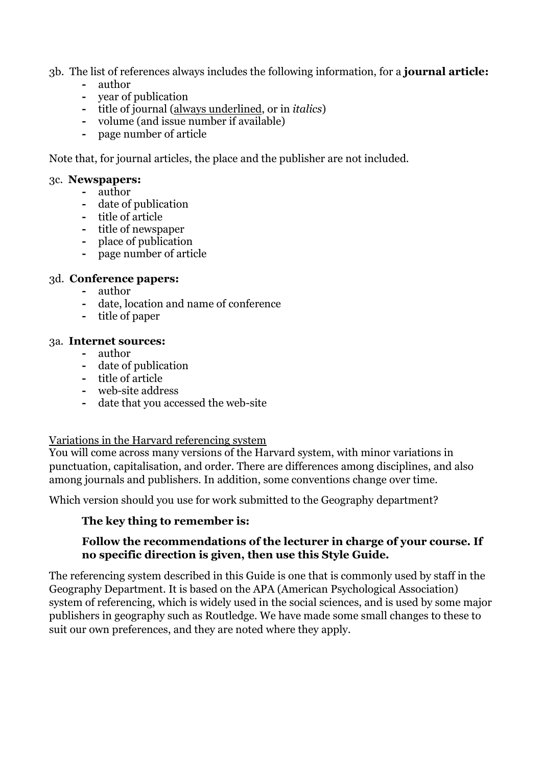3b. The list of references always includes the following information, for a **journal article:**

- author
- year of publication
- title of journal (<u>always underlined</u>, or in *italics*)
- volume (and issue number if available)
- page number of article

Note that, for journal articles, the place and the publisher are not included.

3c. **Newspapers:**

- author
- date of publication
- title of article
- title of newspaper
- place of publication
- page number of article

3d. **Conference papers:**

- author
- date, location and name of conference
- title of paper

3a. **Internet sources:**

- author
- date of publication
- title of article
- web-site address
- date that you accessed the web-site

<u>Variations in the Harvard referencing system</u>

You will come across many versions of the Harvard system, with minor variations in punctuation, capitalisation, and order. There are differences among disciplines, and also among journals and publishers. In addition, some conventions change over time.

Which version should you use for work submitted to the Geography department?

**The key thing to remember is:**

**Follow the recommendations of the lecturer in charge of your course. If no specific direction is given, then use this Style Guide.**

The referencing system described in this Guide is one that is commonly used by staff in the Geography Department. It is based on the APA (American Psychological Association) system of referencing, which is widely used in the social sciences, and is used by some major publishers in geography such as Routledge. We have made some small changes to these to suit our own preferences, and they are noted where they apply.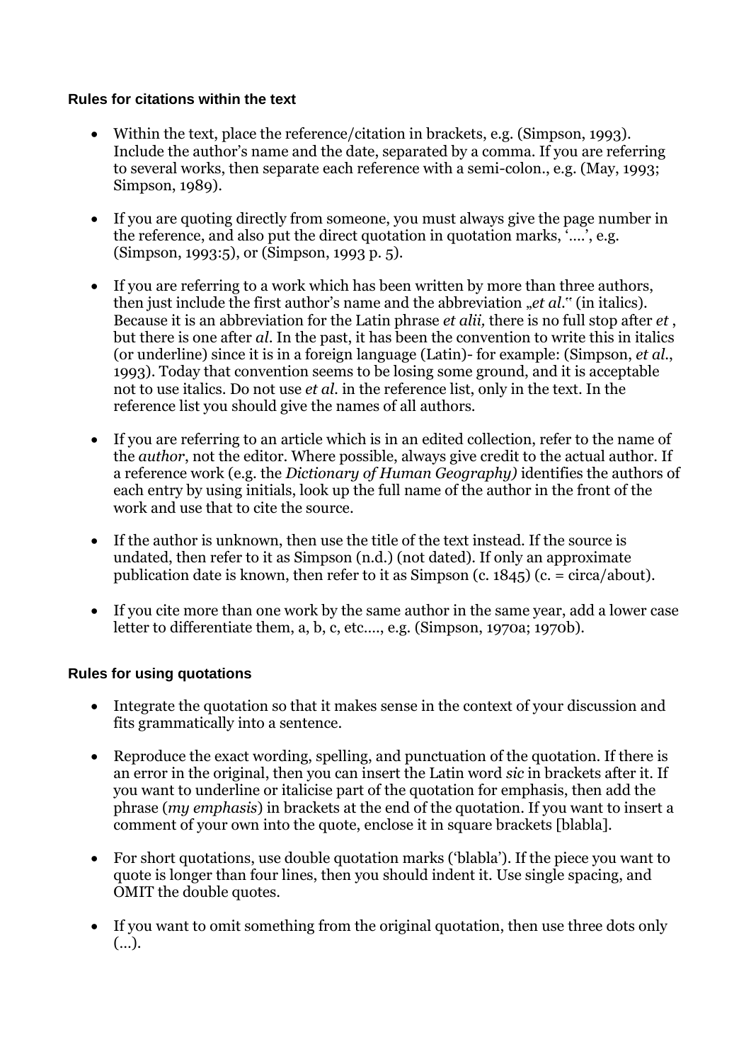### Rules for citations within the text

- Within the text, place the reference/citation in brackets, e.g. (Simpson, 1993). Include the author's name and the date, separated by a comma. If you are referring to several works, then separate each reference with a semi-colon., e.g. (May, 1993; Simpson, 1989).

- If you are quoting directly from someone, you must always give the page number in the reference, and also put the direct quotation in quotation marks, '….', e.g. (Simpson, 1993:5), or (Simpson, 1993 p. 5).

- If you are referring to a work which has been written by more than three authors, then just include the first author's name and the abbreviation „*et al*." (in italics). Because it is an abbreviation for the Latin phrase *et alii,* there is no full stop after *et* , but there is one after *al*. In the past, it has been the convention to write this in italics (or underline) since it is in a foreign language (Latin)- for example: (Simpson, *et al*., 1993). Today that convention seems to be losing some ground, and it is acceptable not to use italics. Do not use *et al.* in the reference list, only in the text. In the reference list you should give the names of all authors.

- If you are referring to an article which is in an edited collection, refer to the name of the *author*, not the editor. Where possible, always give credit to the actual author. If a reference work (e.g. the *Dictionary of Human Geography)* identifies the authors of each entry by using initials, look up the full name of the author in the front of the work and use that to cite the source.

- If the author is unknown, then use the title of the text instead. If the source is undated, then refer to it as Simpson (n.d.) (not dated). If only an approximate publication date is known, then refer to it as Simpson (c. 1845) (c. = circa/about).

- If you cite more than one work by the same author in the same year, add a lower case letter to differentiate them, a, b, c, etc…., e.g. (Simpson, 1970a; 1970b).

### Rules for using quotations

- Integrate the quotation so that it makes sense in the context of your discussion and fits grammatically into a sentence.

- Reproduce the exact wording, spelling, and punctuation of the quotation. If there is an error in the original, then you can insert the Latin word *sic* in brackets after it. If you want to underline or italicise part of the quotation for emphasis, then add the phrase (*my emphasis*) in brackets at the end of the quotation. If you want to insert a comment of your own into the quote, enclose it in square brackets [blabla].

- For short quotations, use double quotation marks ('blabla'). If the piece you want to quote is longer than four lines, then you should indent it. Use single spacing, and OMIT the double quotes.

- If you want to omit something from the original quotation, then use three dots only (…).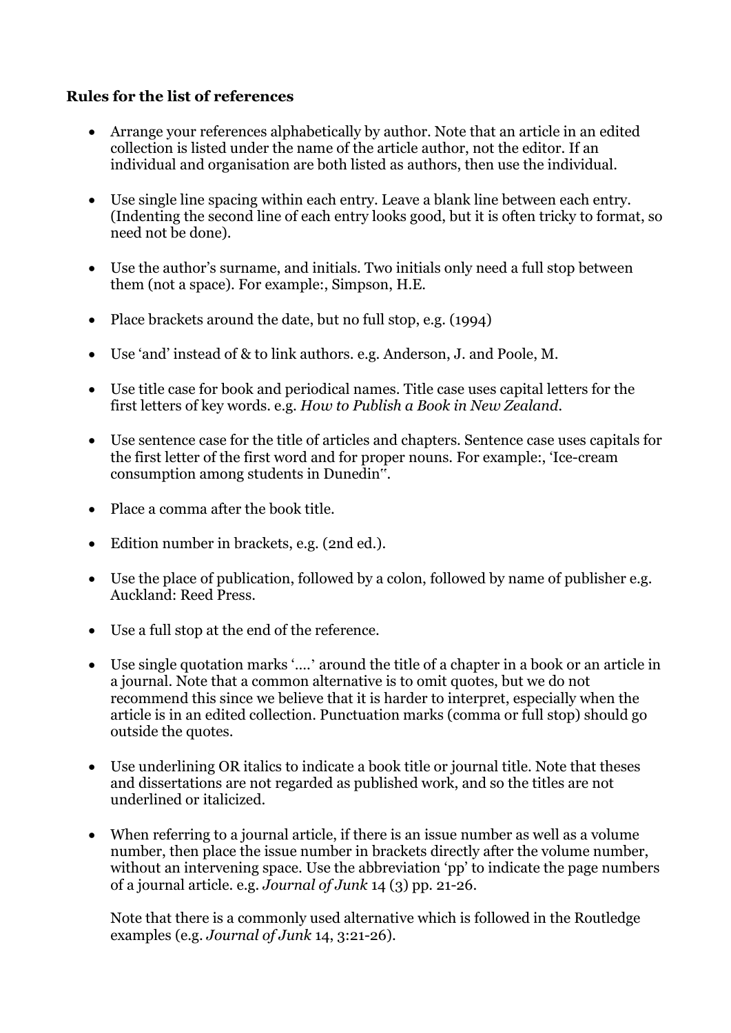**Rules for the list of references**

- Arrange your references alphabetically by author. Note that an article in an edited collection is listed under the name of the article author, not the editor. If an individual and organisation are both listed as authors, then use the individual.

- Use single line spacing within each entry. Leave a blank line between each entry. (Indenting the second line of each entry looks good, but it is often tricky to format, so need not be done).

- Use the author's surname, and initials. Two initials only need a full stop between them (not a space). For example:, Simpson, H.E.

- Place brackets around the date, but no full stop, e.g. (1994)

- Use 'and' instead of & to link authors. e.g. Anderson, J. and Poole, M.

- Use title case for book and periodical names. Title case uses capital letters for the first letters of key words. e.g. *How to Publish a Book in New Zealand*.

- Use sentence case for the title of articles and chapters. Sentence case uses capitals for the first letter of the first word and for proper nouns. For example:, 'Ice-cream consumption among students in Dunedin''.

- Place a comma after the book title.

- Edition number in brackets, e.g. (2nd ed.).

- Use the place of publication, followed by a colon, followed by name of publisher e.g. Auckland: Reed Press.

- Use a full stop at the end of the reference.

- Use single quotation marks '....' around the title of a chapter in a book or an article in a journal. Note that a common alternative is to omit quotes, but we do not recommend this since we believe that it is harder to interpret, especially when the article is in an edited collection. Punctuation marks (comma or full stop) should go outside the quotes.

- Use underlining OR italics to indicate a book title or journal title. Note that theses and dissertations are not regarded as published work, and so the titles are not underlined or italicized.

- When referring to a journal article, if there is an issue number as well as a volume number, then place the issue number in brackets directly after the volume number, without an intervening space. Use the abbreviation 'pp' to indicate the page numbers of a journal article. e.g. *Journal of Junk* 14 (3) pp. 21-26.

  Note that there is a commonly used alternative which is followed in the Routledge examples (e.g. *Journal of Junk* 14, 3:21-26).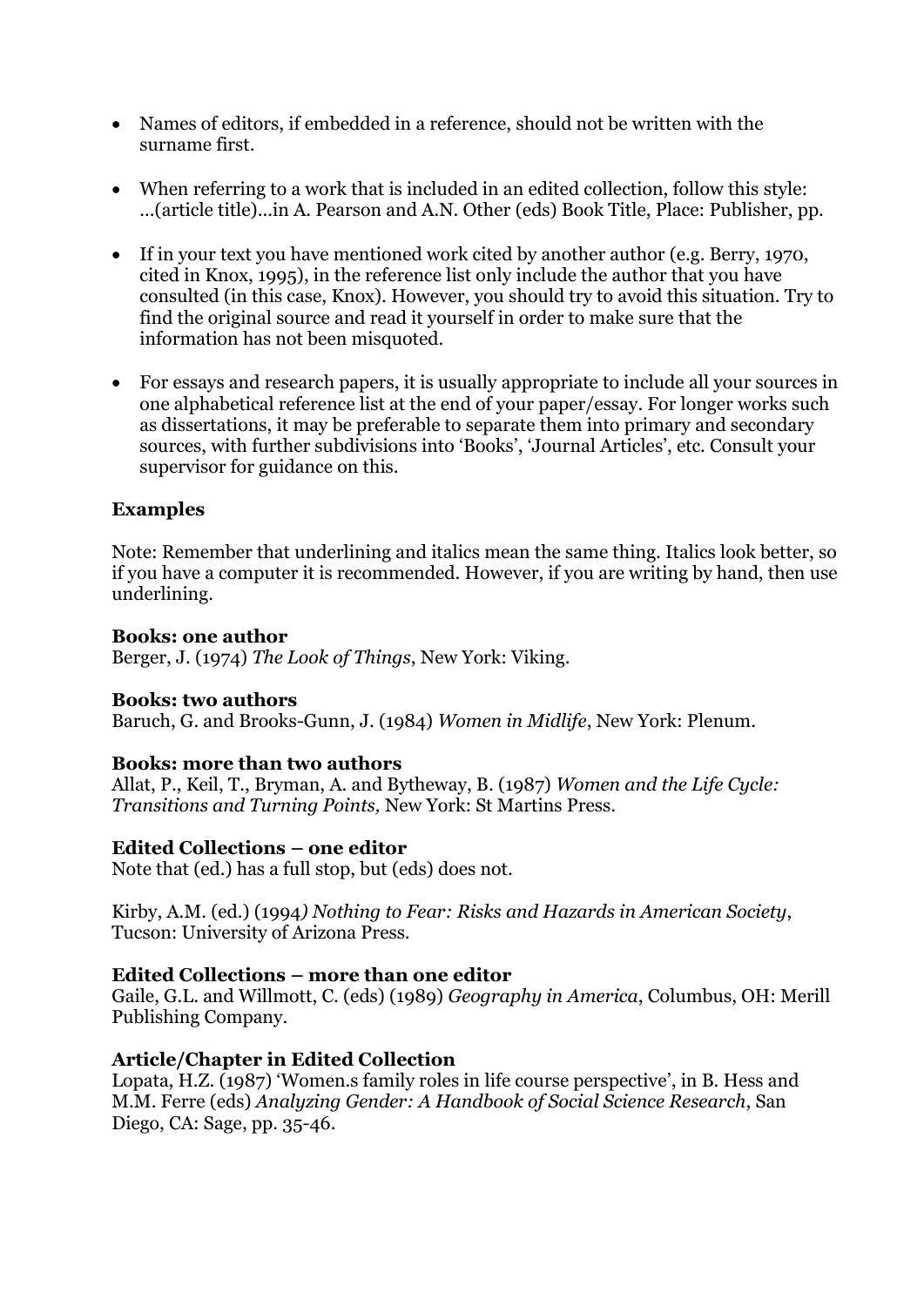- Names of editors, if embedded in a reference, should not be written with the surname first.
- When referring to a work that is included in an edited collection, follow this style: …(article title)…in A. Pearson and A.N. Other (eds) Book Title, Place: Publisher, pp.
- If in your text you have mentioned work cited by another author (e.g. Berry, 1970, cited in Knox, 1995), in the reference list only include the author that you have consulted (in this case, Knox). However, you should try to avoid this situation. Try to find the original source and read it yourself in order to make sure that the information has not been misquoted.
- For essays and research papers, it is usually appropriate to include all your sources in one alphabetical reference list at the end of your paper/essay. For longer works such as dissertations, it may be preferable to separate them into primary and secondary sources, with further subdivisions into 'Books', 'Journal Articles', etc. Consult your supervisor for guidance on this.

**Examples**

Note: Remember that underlining and italics mean the same thing. Italics look better, so if you have a computer it is recommended. However, if you are writing by hand, then use underlining.

**Books: one author**
Berger, J. (1974) *The Look of Things*, New York: Viking.

**Books: two authors**
Baruch, G. and Brooks-Gunn, J. (1984) *Women in Midlife*, New York: Plenum.

**Books: more than two authors**
Allat, P., Keil, T., Bryman, A. and Bytheway, B. (1987) *Women and the Life Cycle: Transitions and Turning Points,* New York: St Martins Press.

**Edited Collections – one editor**
Note that (ed.) has a full stop, but (eds) does not.

Kirby, A.M. (ed.) (1994*) Nothing to Fear: Risks and Hazards in American Society*, Tucson: University of Arizona Press.

**Edited Collections – more than one editor**
Gaile, G.L. and Willmott, C. (eds) (1989) *Geography in America*, Columbus, OH: Merill Publishing Company.

**Article/Chapter in Edited Collection**
Lopata, H.Z. (1987) 'Women.s family roles in life course perspective', in B. Hess and M.M. Ferre (eds) *Analyzing Gender: A Handbook of Social Science Research*, San Diego, CA: Sage, pp. 35-46.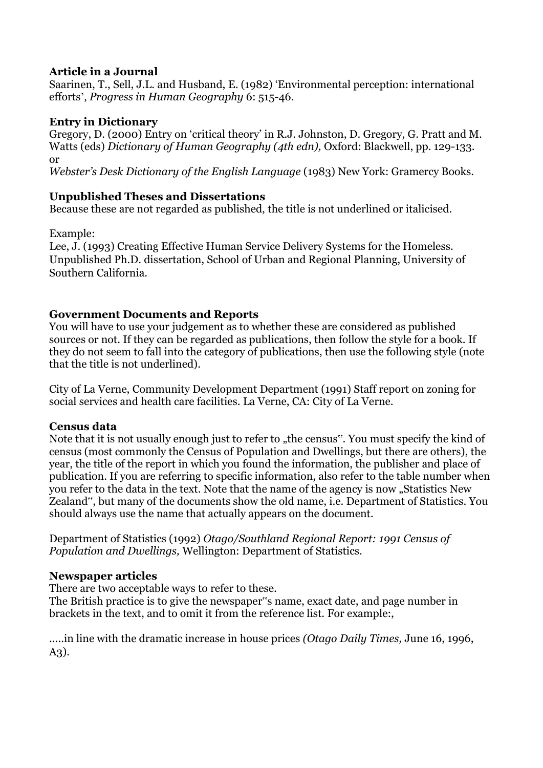**Article in a Journal**

Saarinen, T., Sell, J.L. and Husband, E. (1982) 'Environmental perception: international efforts', *Progress in Human Geography* 6: 515-46.

**Entry in Dictionary**

Gregory, D. (2000) Entry on 'critical theory' in R.J. Johnston, D. Gregory, G. Pratt and M. Watts (eds) *Dictionary of Human Geography (4th edn),* Oxford: Blackwell, pp. 129-133.

or

*Webster's Desk Dictionary of the English Language* (1983) New York: Gramercy Books.

**Unpublished Theses and Dissertations**

Because these are not regarded as published, the title is not underlined or italicised.

Example:

Lee, J. (1993) Creating Effective Human Service Delivery Systems for the Homeless. Unpublished Ph.D. dissertation, School of Urban and Regional Planning, University of Southern California.

**Government Documents and Reports**

You will have to use your judgement as to whether these are considered as published sources or not. If they can be regarded as publications, then follow the style for a book. If they do not seem to fall into the category of publications, then use the following style (note that the title is not underlined).

City of La Verne, Community Development Department (1991) Staff report on zoning for social services and health care facilities. La Verne, CA: City of La Verne.

**Census data**

Note that it is not usually enough just to refer to „the census". You must specify the kind of census (most commonly the Census of Population and Dwellings, but there are others), the year, the title of the report in which you found the information, the publisher and place of publication. If you are referring to specific information, also refer to the table number when you refer to the data in the text. Note that the name of the agency is now „Statistics New Zealand", but many of the documents show the old name, i.e. Department of Statistics. You should always use the name that actually appears on the document.

Department of Statistics (1992) *Otago/Southland Regional Report: 1991 Census of Population and Dwellings,* Wellington: Department of Statistics.

**Newspaper articles**

There are two acceptable ways to refer to these.

The British practice is to give the newspaper"s name, exact date, and page number in brackets in the text, and to omit it from the reference list. For example:,

.....in line with the dramatic increase in house prices *(Otago Daily Times,* June 16, 1996, A3).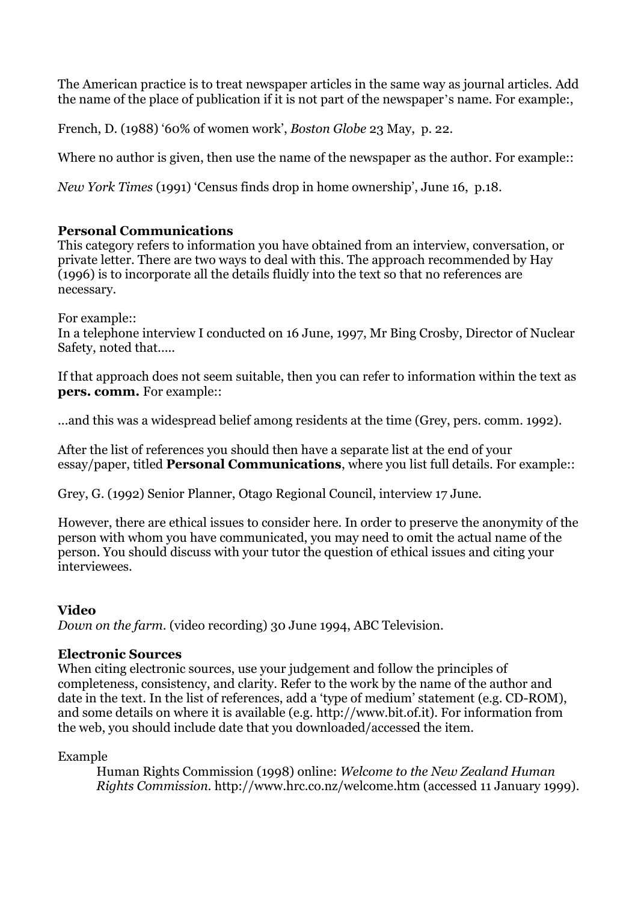The American practice is to treat newspaper articles in the same way as journal articles. Add the name of the place of publication if it is not part of the newspaper's name. For example:,

French, D. (1988) '60% of women work', *Boston Globe* 23 May, p. 22.

Where no author is given, then use the name of the newspaper as the author. For example::

*New York Times* (1991) 'Census finds drop in home ownership', June 16, p.18.

**Personal Communications**

This category refers to information you have obtained from an interview, conversation, or private letter. There are two ways to deal with this. The approach recommended by Hay (1996) is to incorporate all the details fluidly into the text so that no references are necessary.

For example::

In a telephone interview I conducted on 16 June, 1997, Mr Bing Crosby, Director of Nuclear Safety, noted that.....

If that approach does not seem suitable, then you can refer to information within the text as **pers. comm.** For example::

...and this was a widespread belief among residents at the time (Grey, pers. comm. 1992).

After the list of references you should then have a separate list at the end of your essay/paper, titled **Personal Communications**, where you list full details. For example::

Grey, G. (1992) Senior Planner, Otago Regional Council, interview 17 June.

However, there are ethical issues to consider here. In order to preserve the anonymity of the person with whom you have communicated, you may need to omit the actual name of the person. You should discuss with your tutor the question of ethical issues and citing your interviewees.

**Video**

*Down on the farm.* (video recording) 30 June 1994, ABC Television.

**Electronic Sources**

When citing electronic sources, use your judgement and follow the principles of completeness, consistency, and clarity. Refer to the work by the name of the author and date in the text. In the list of references, add a 'type of medium' statement (e.g. CD-ROM), and some details on where it is available (e.g. http://www.bit.of.it). For information from the web, you should include date that you downloaded/accessed the item.

Example

> Human Rights Commission (1998) online: *Welcome to the New Zealand Human Rights Commission.* http://www.hrc.co.nz/welcome.htm (accessed 11 January 1999).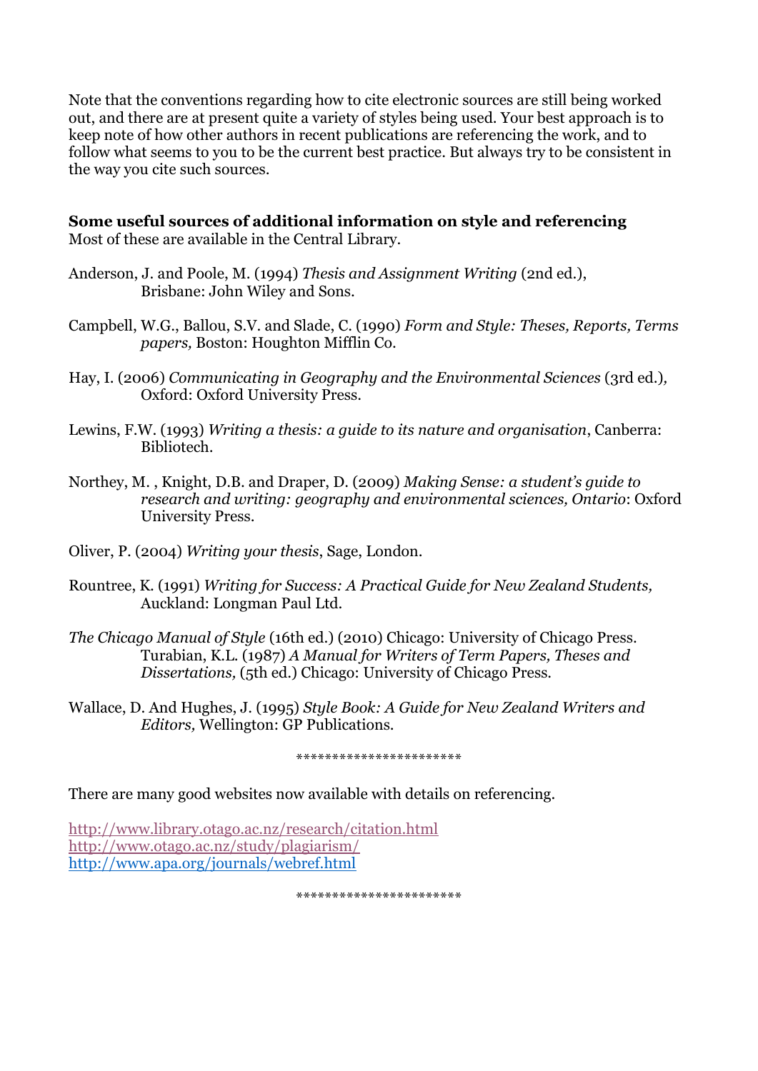Note that the conventions regarding how to cite electronic sources are still being worked out, and there are at present quite a variety of styles being used. Your best approach is to keep note of how other authors in recent publications are referencing the work, and to follow what seems to you to be the current best practice. But always try to be consistent in the way you cite such sources.

**Some useful sources of additional information on style and referencing**
Most of these are available in the Central Library.

Anderson, J. and Poole, M. (1994) *Thesis and Assignment Writing* (2nd ed.), Brisbane: John Wiley and Sons.

Campbell, W.G., Ballou, S.V. and Slade, C. (1990) *Form and Style: Theses, Reports, Terms papers,* Boston: Houghton Mifflin Co.

Hay, I. (2006) *Communicating in Geography and the Environmental Sciences* (3rd ed.)*,* Oxford: Oxford University Press.

Lewins, F.W. (1993) *Writing a thesis: a guide to its nature and organisation*, Canberra: Bibliotech.

Northey, M. , Knight, D.B. and Draper, D. (2009) *Making Sense: a student's guide to research and writing: geography and environmental sciences, Ontario*: Oxford University Press.

Oliver, P. (2004) *Writing your thesis*, Sage, London.

Rountree, K. (1991) *Writing for Success: A Practical Guide for New Zealand Students,* Auckland: Longman Paul Ltd.

*The Chicago Manual of Style* (16th ed.) (2010) Chicago: University of Chicago Press. Turabian, K.L. (1987) *A Manual for Writers of Term Papers, Theses and Dissertations,* (5th ed.) Chicago: University of Chicago Press.

Wallace, D. And Hughes, J. (1995) *Style Book: A Guide for New Zealand Writers and Editors,* Wellington: GP Publications.

***********************

There are many good websites now available with details on referencing.

http://www.library.otago.ac.nz/research/citation.html
http://www.otago.ac.nz/study/plagiarism/
http://www.apa.org/journals/webref.html

***********************